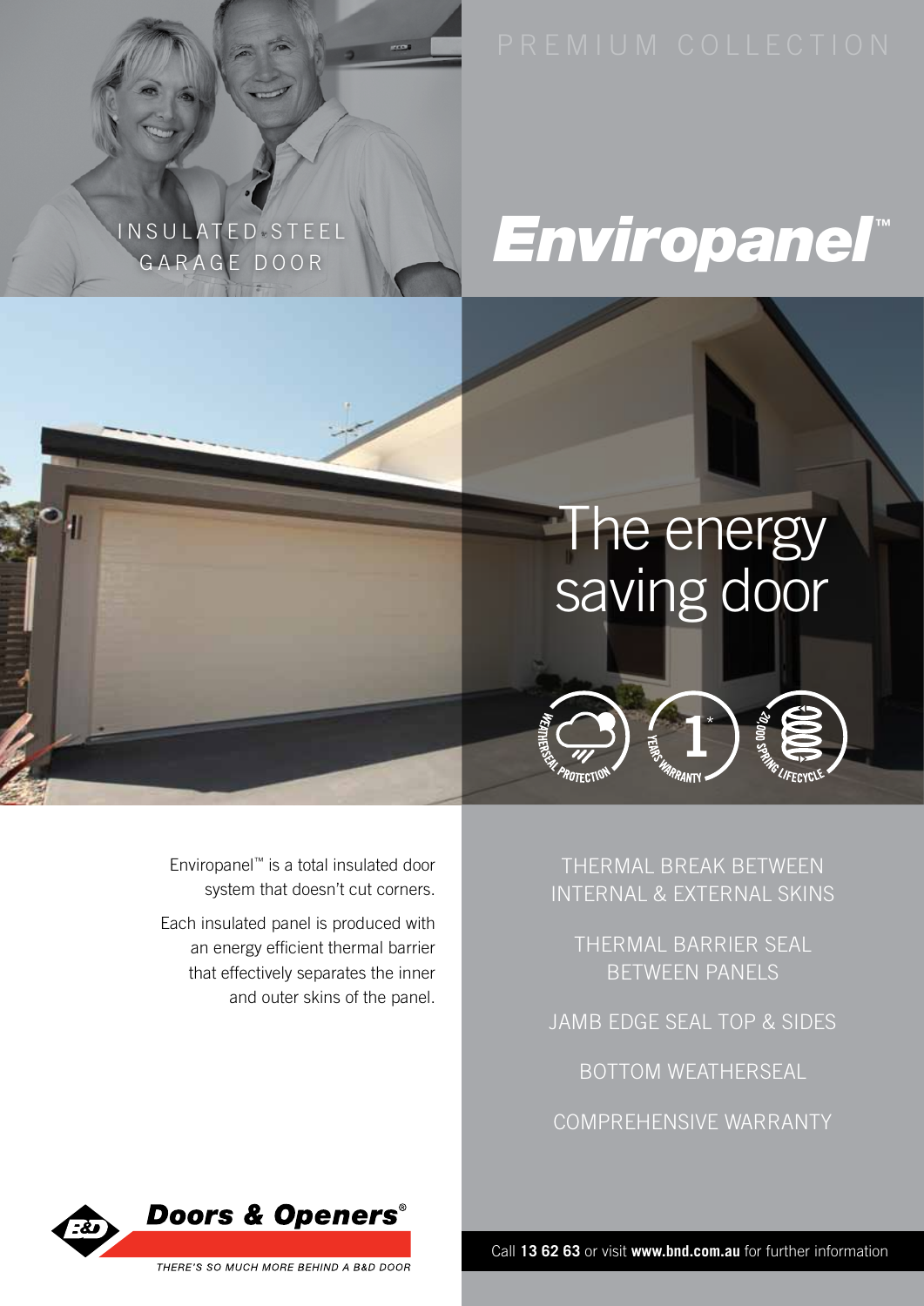PREMIUM COLLECTION

INSULATED STEEL GARAGE DOOR

# Enviropanel™

## The energy saving door

WEATHERSEAL PROTECTION

1* YEARS WARRANTY

20 000 SPRING LIFECYCLE

Enviropanel™ is a total insulated door system that doesn't cut corners.

Each insulated panel is produced with an energy efficient thermal barrier that effectively separates the inner and outer skins of the panel.

THERMAL BREAK BETWEEN INTERNAL & EXTERNAL SKINS

THERMAL BARRIER SEAL BETWEEN PANELS

JAMB EDGE SEAL TOP & SIDES

BOTTOM WEATHERSEAL

COMPREHENSIVE WARRANTY

B&D Doors & Openers®

THERE'S SO MUCH MORE BEHIND A B&D DOOR

Call **13 62 63** or visit **www.bnd.com.au** for further information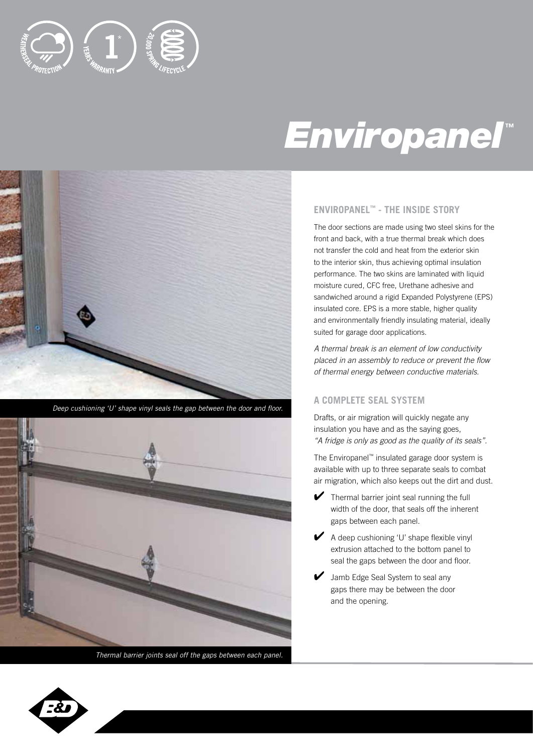# Enviropanel™

*Deep cushioning 'U' shape vinyl seals the gap between the door and floor.*

*Thermal barrier joints seal off the gaps between each panel.*

## ENVIROPANEL™ - THE INSIDE STORY

The door sections are made using two steel skins for the front and back, with a true thermal break which does not transfer the cold and heat from the exterior skin to the interior skin, thus achieving optimal insulation performance. The two skins are laminated with liquid moisture cured, CFC free, Urethane adhesive and sandwiched around a rigid Expanded Polystyrene (EPS) insulated core. EPS is a more stable, higher quality and environmentally friendly insulating material, ideally suited for garage door applications.

*A thermal break is an element of low conductivity placed in an assembly to reduce or prevent the flow of thermal energy between conductive materials.*

## A COMPLETE SEAL SYSTEM

Drafts, or air migration will quickly negate any insulation you have and as the saying goes, *"A fridge is only as good as the quality of its seals".*

The Enviropanel™ insulated garage door system is available with up to three separate seals to combat air migration, which also keeps out the dirt and dust.

- ✔ Thermal barrier joint seal running the full width of the door, that seals off the inherent gaps between each panel.
- ✔ A deep cushioning 'U' shape flexible vinyl extrusion attached to the bottom panel to seal the gaps between the door and floor.
- ✔ Jamb Edge Seal System to seal any gaps there may be between the door and the opening.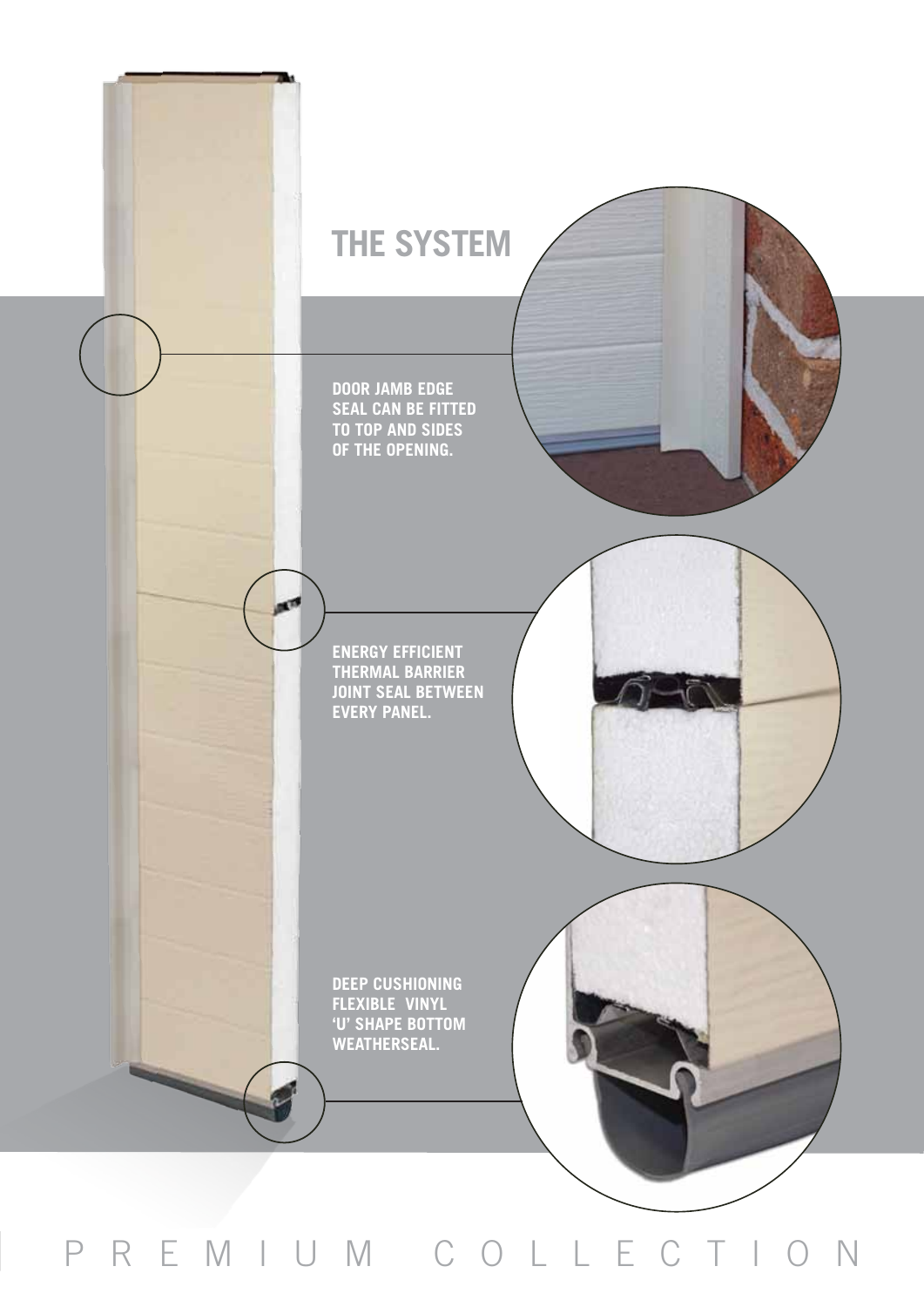## THE SYSTEM

**DOOR JAMB EDGE SEAL CAN BE FITTED TO TOP AND SIDES OF THE OPENING.**

**ENERGY EFFICIENT THERMAL BARRIER JOINT SEAL BETWEEN EVERY PANEL.**

**DEEP CUSHIONING FLEXIBLE VINYL 'U' SHAPE BOTTOM WEATHERSEAL.**

PREMIUM COLLECTION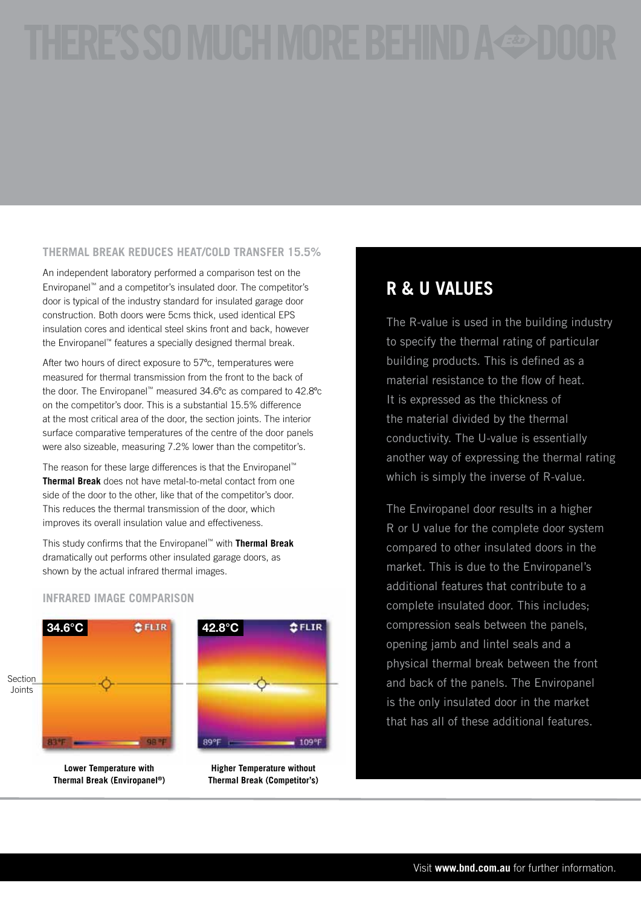# THERE'S SO MUCH MORE BEHIND A DOOR

## THERMAL BREAK REDUCES HEAT/COLD TRANSFER 15.5%

An independent laboratory performed a comparison test on the Enviropanel™ and a competitor's insulated door. The competitor's door is typical of the industry standard for insulated garage door construction. Both doors were 5cms thick, used identical EPS insulation cores and identical steel skins front and back, however the Enviropanel™ features a specially designed thermal break.

After two hours of direct exposure to 57ºc, temperatures were measured for thermal transmission from the front to the back of the door. The Enviropanel™ measured 34.6ºc as compared to 42.8ºc on the competitor's door. This is a substantial 15.5% difference at the most critical area of the door, the section joints. The interior surface comparative temperatures of the centre of the door panels were also sizeable, measuring 7.2% lower than the competitor's.

The reason for these large differences is that the Enviropanel™ **Thermal Break** does not have metal-to-metal contact from one side of the door to the other, like that of the competitor's door. This reduces the thermal transmission of the door, which improves its overall insulation value and effectiveness.

This study confirms that the Enviropanel™ with **Thermal Break** dramatically out performs other insulated garage doors, as shown by the actual infrared thermal images.

## INFRARED IMAGE COMPARISON

Section Joints

34.6°C FLIR 83°F 98°F

**Lower Temperature with Thermal Break (Enviropanel®)**

42.8°C FLIR 89°F 109°F

**Higher Temperature without Thermal Break (Competitor's)**

## R & U VALUES

The R-value is used in the building industry to specify the thermal rating of particular building products. This is defined as a material resistance to the flow of heat. It is expressed as the thickness of the material divided by the thermal conductivity. The U-value is essentially another way of expressing the thermal rating which is simply the inverse of R-value.

The Enviropanel door results in a higher R or U value for the complete door system compared to other insulated doors in the market. This is due to the Enviropanel's additional features that contribute to a complete insulated door. This includes; compression seals between the panels, opening jamb and lintel seals and a physical thermal break between the front and back of the panels. The Enviropanel is the only insulated door in the market that has all of these additional features.

Visit **www.bnd.com.au** for further information.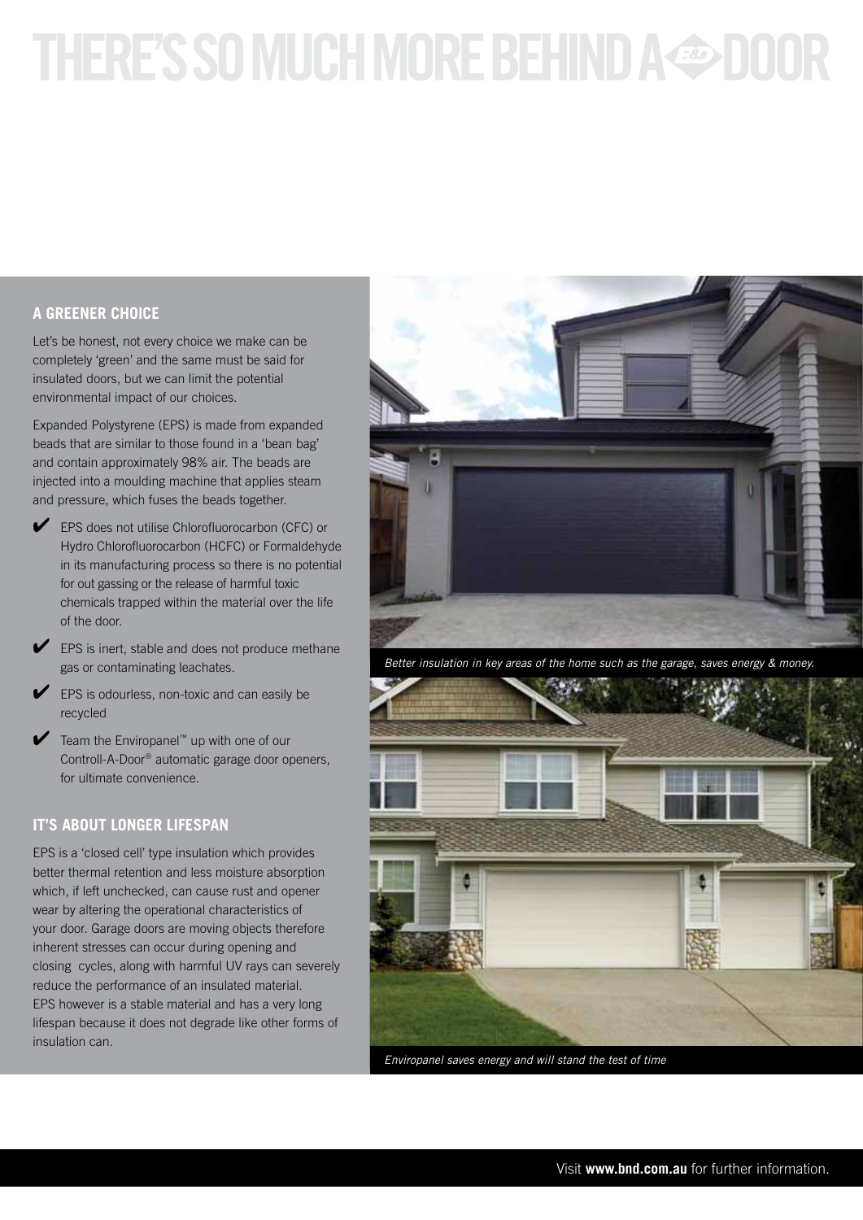# THERE'S SO MUCH MORE BEHIND A B&D DOOR

### A GREENER CHOICE

Let's be honest, not every choice we make can be completely 'green' and the same must be said for insulated doors, but we can limit the potential environmental impact of our choices.

Expanded Polystyrene (EPS) is made from expanded beads that are similar to those found in a 'bean bag' and contain approximately 98% air. The beads are injected into a moulding machine that applies steam and pressure, which fuses the beads together.

- ✔ EPS does not utilise Chlorofluorocarbon (CFC) or Hydro Chlorofluorocarbon (HCFC) or Formaldehyde in its manufacturing process so there is no potential for out gassing or the release of harmful toxic chemicals trapped within the material over the life of the door.
- ✔ EPS is inert, stable and does not produce methane gas or contaminating leachates.
- ✔ EPS is odourless, non-toxic and can easily be recycled
- ✔ Team the Enviropanel™ up with one of our Controll-A-Door® automatic garage door openers, for ultimate convenience.

### IT'S ABOUT LONGER LIFESPAN

EPS is a 'closed cell' type insulation which provides better thermal retention and less moisture absorption which, if left unchecked, can cause rust and opener wear by altering the operational characteristics of your door. Garage doors are moving objects therefore inherent stresses can occur during opening and closing cycles, along with harmful UV rays can severely reduce the performance of an insulated material. EPS however is a stable material and has a very long lifespan because it does not degrade like other forms of insulation can.

*Better insulation in key areas of the home such as the garage, saves energy & money.*

*Enviropanel saves energy and will stand the test of time*

Visit **www.bnd.com.au** for further information.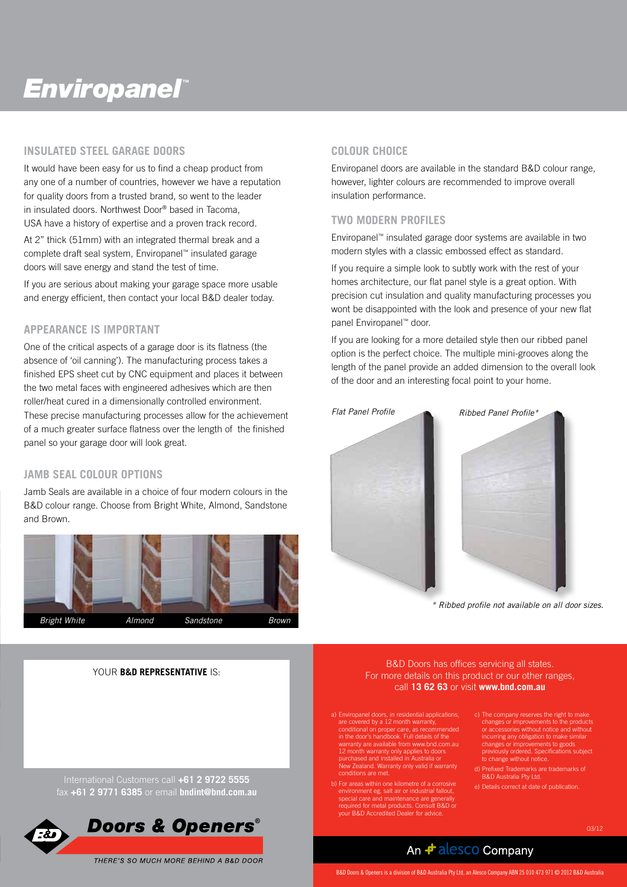# Enviropanel™

## INSULATED STEEL GARAGE DOORS

It would have been easy for us to find a cheap product from any one of a number of countries, however we have a reputation for quality doors from a trusted brand, so went to the leader in insulated doors. Northwest Door® based in Tacoma, USA have a history of expertise and a proven track record.

At 2" thick (51mm) with an integrated thermal break and a complete draft seal system, Enviropanel™ insulated garage doors will save energy and stand the test of time.

If you are serious about making your garage space more usable and energy efficient, then contact your local B&D dealer today.

## APPEARANCE IS IMPORTANT

One of the critical aspects of a garage door is its flatness (the absence of 'oil canning'). The manufacturing process takes a finished EPS sheet cut by CNC equipment and places it between the two metal faces with engineered adhesives which are then roller/heat cured in a dimensionally controlled environment. These precise manufacturing processes allow for the achievement of a much greater surface flatness over the length of the finished panel so your garage door will look great.

## JAMB SEAL COLOUR OPTIONS

Jamb Seals are available in a choice of four modern colours in the B&D colour range. Choose from Bright White, Almond, Sandstone and Brown.

*Bright White* *Almond* *Sandstone* *Brown*

## COLOUR CHOICE

Enviropanel doors are available in the standard B&D colour range, however, lighter colours are recommended to improve overall insulation performance.

## TWO MODERN PROFILES

Enviropanel™ insulated garage door systems are available in two modern styles with a classic embossed effect as standard.

If you require a simple look to subtly work with the rest of your homes architecture, our flat panel style is a great option. With precision cut insulation and quality manufacturing processes you wont be disappointed with the look and presence of your new flat panel Enviropanel™ door.

If you are looking for a more detailed style then our ribbed panel option is the perfect choice. The multiple mini-grooves along the length of the panel provide an added dimension to the overall look of the door and an interesting focal point to your home.

*Flat Panel Profile* *Ribbed Panel Profile**

*\* Ribbed profile not available on all door sizes.*

YOUR **B&D REPRESENTATIVE** IS:

International Customers call **+61 2 9722 5555** fax **+61 2 9771 6385** or email **bndint@bnd.com.au**

**Doors & Openers®**

THERE'S SO MUCH MORE BEHIND A B&D DOOR

B&D Doors has offices servicing all states.
For more details on this product or our other ranges, call **13 62 63** or visit **www.bnd.com.au**

a) Enviropanel doors, in residential applications, are covered by a 12 month warranty, conditional on proper care, as recommended in the door's handbook. Full details of the warranty are available from www.bnd.com.au 12 month warranty only applies to doors purchased and installed in Australia or New Zealand. Warranty only valid if warranty conditions are met.

b) For areas within one kilometre of a corrosive environment eg. salt air or industrial fallout, special care and maintenance are generally required for metal products. Consult B&D or your B&D Accredited Dealer for advice.

c) The company reserves the right to make changes or improvements to the products or accessories without notice and without incurring any obligation to make similar changes or improvements to goods previously ordered. Specifications subject to change without notice.

d) Prefixed Trademarks are trademarks of B&D Australia Pty Ltd.

e) Details correct at date of publication.

03/12

An alesco Company

B&D Doors & Openers is a division of B&D Australia Pty Ltd, an Alesco Company ABN 25 010 473 971 © 2012 B&D Australia